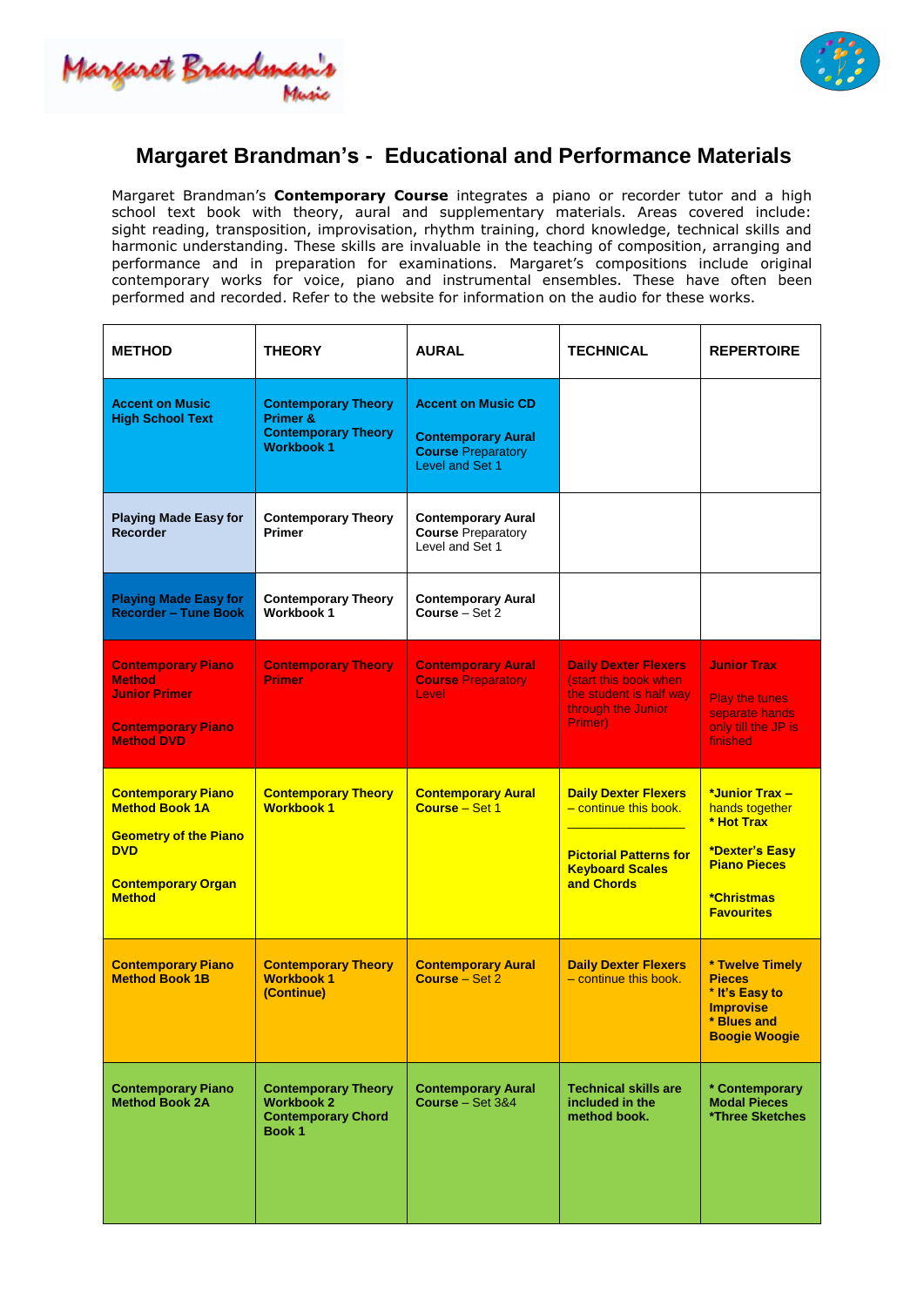# Margaret Brandman's - Educational and Performance Materials

Margaret Brandman's **Contemporary Course** integrates a piano or recorder tutor and a high school text book with theory, aural and supplementary materials. Areas covered include: sight reading, transposition, improvisation, rhythm training, chord knowledge, technical skills and harmonic understanding. These skills are invaluable in the teaching of composition, arranging and performance and in preparation for examinations. Margaret's compositions include original contemporary works for voice, piano and instrumental ensembles. These have often been performed and recorded. Refer to the website for information on the audio for these works.

| METHOD | THEORY | AURAL | TECHNICAL | REPERTOIRE |
|---|---|---|---|---|
| **Accent on Music High School Text** | **Contemporary Theory Primer & Contemporary Theory Workbook 1** | **Accent on Music CD**<br><br>**Contemporary Aural Course** Preparatory Level and Set 1 | | |
| **Playing Made Easy for Recorder** | **Contemporary Theory Primer** | **Contemporary Aural Course** Preparatory Level and Set 1 | | |
| **Playing Made Easy for Recorder – Tune Book** | **Contemporary Theory Workbook 1** | **Contemporary Aural Course** – Set 2 | | |
| **Contemporary Piano Method Junior Primer**<br><br>**Contemporary Piano Method DVD** | **Contemporary Theory Primer** | **Contemporary Aural Course** Preparatory Level | **Daily Dexter Flexers** (start this book when the student is half way through the Junior Primer) | **Junior Trax**<br><br>Play the tunes separate hands only till the JP is finished |
| **Contemporary Piano Method Book 1A**<br><br>**Geometry of the Piano DVD**<br><br>**Contemporary Organ Method** | **Contemporary Theory Workbook 1** | **Contemporary Aural Course** – Set 1 | **Daily Dexter Flexers** – continue this book.<br><br>**Pictorial Patterns for Keyboard Scales and Chords** | ***Junior Trax** – hands together<br>*** Hot Trax**<br><br>***Dexter's Easy Piano Pieces**<br><br>***Christmas Favourites** |
| **Contemporary Piano Method Book 1B** | **Contemporary Theory Workbook 1 (Continue)** | **Contemporary Aural Course** – Set 2 | **Daily Dexter Flexers** – continue this book. | *** Twelve Timely Pieces**<br>*** It's Easy to Improvise**<br>*** Blues and Boogie Woogie** |
| **Contemporary Piano Method Book 2A** | **Contemporary Theory Workbook 2**<br>**Contemporary Chord Book 1** | **Contemporary Aural Course** – Set 3&4 | **Technical skills are included in the method book.** | *** Contemporary Modal Pieces**<br>***Three Sketches** |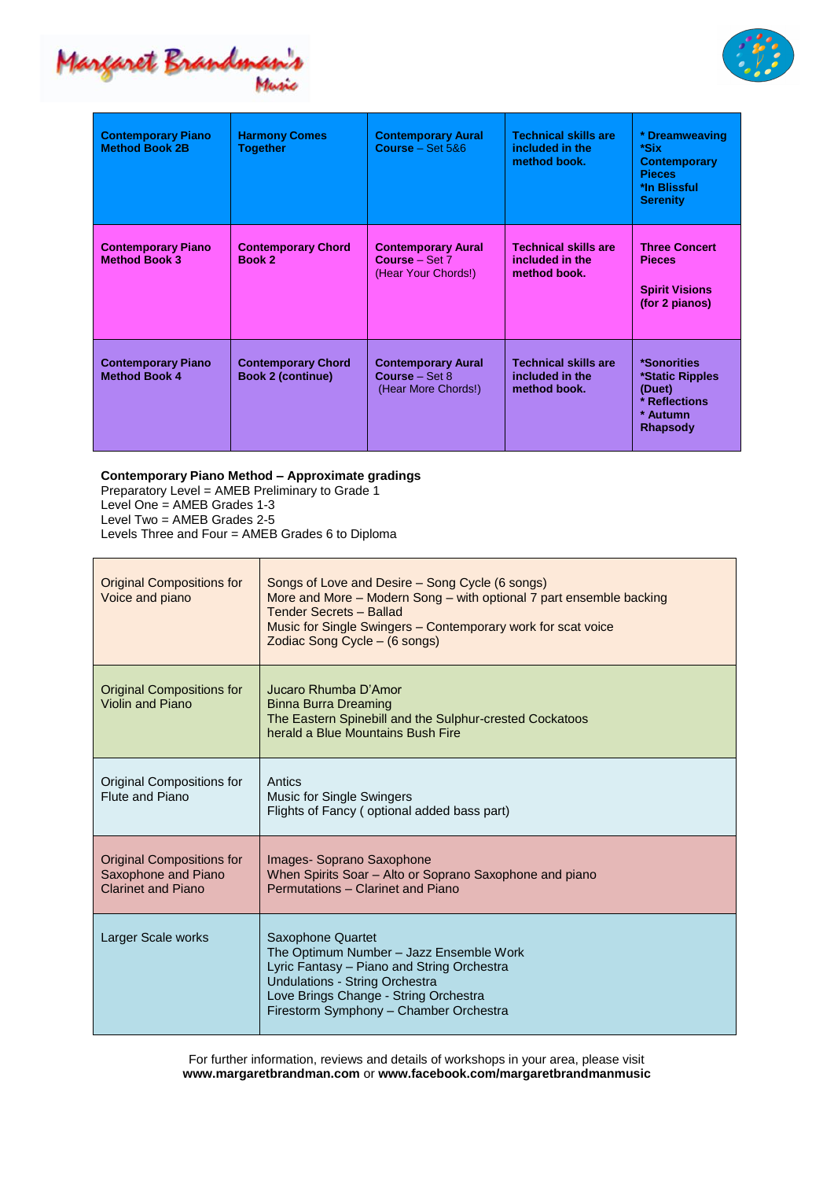| | | | | |
|---|---|---|---|---|
| **Contemporary Piano Method Book 2B** | **Harmony Comes Together** | **Contemporary Aural Course** – Set 5&6 | **Technical skills are included in the method book.** | **\* Dreamweaving** **\*Six Contemporary Pieces** **\*In Blissful Serenity** |
| **Contemporary Piano Method Book 3** | **Contemporary Chord Book 2** | **Contemporary Aural Course** – Set 7 (Hear Your Chords!) | **Technical skills are included in the method book.** | **Three Concert Pieces** **Spirit Visions (for 2 pianos)** |
| **Contemporary Piano Method Book 4** | **Contemporary Chord Book 2 (continue)** | **Contemporary Aural Course** – Set 8 (Hear More Chords!) | **Technical skills are included in the method book.** | **\*Sonorities** **\*Static Ripples (Duet)** **\* Reflections** **\* Autumn Rhapsody** |

**Contemporary Piano Method – Approximate gradings**
Preparatory Level = AMEB Preliminary to Grade 1
Level One = AMEB Grades 1-3
Level Two = AMEB Grades 2-5
Levels Three and Four = AMEB Grades 6 to Diploma

| | |
|---|---|
| Original Compositions for Voice and piano | Songs of Love and Desire – Song Cycle (6 songs)<br>More and More – Modern Song – with optional 7 part ensemble backing<br>Tender Secrets – Ballad<br>Music for Single Swingers – Contemporary work for scat voice<br>Zodiac Song Cycle – (6 songs) |
| Original Compositions for Violin and Piano | Jucaro Rhumba D'Amor<br>Binna Burra Dreaming<br>The Eastern Spinebill and the Sulphur-crested Cockatoos herald a Blue Mountains Bush Fire |
| Original Compositions for Flute and Piano | Antics<br>Music for Single Swingers<br>Flights of Fancy ( optional added bass part) |
| Original Compositions for Saxophone and Piano Clarinet and Piano | Images- Soprano Saxophone<br>When Spirits Soar – Alto or Soprano Saxophone and piano<br>Permutations – Clarinet and Piano |
| Larger Scale works | Saxophone Quartet<br>The Optimum Number – Jazz Ensemble Work<br>Lyric Fantasy – Piano and String Orchestra<br>Undulations - String Orchestra<br>Love Brings Change - String Orchestra<br>Firestorm Symphony – Chamber Orchestra |

For further information, reviews and details of workshops in your area, please visit **www.margaretbrandman.com** or **www.facebook.com/margaretbrandmanmusic**